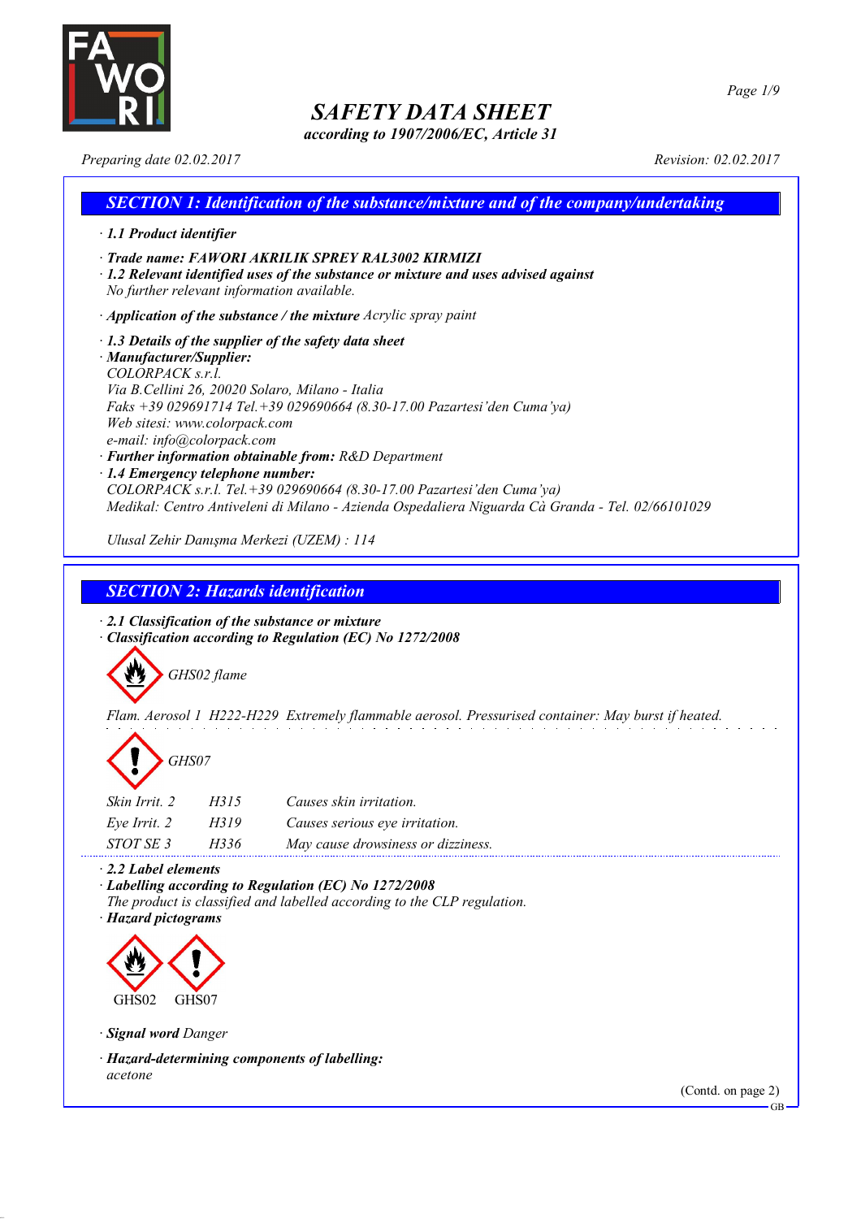# SAFETY DATA SHEET

*according to 1907/2006/EC, Article 31*

*Preparing date 02.02.2017* *Revision: 02.02.2017*

## SECTION 1: Identification of the substance/mixture and of the company/undertaking

· **1.1 Product identifier**

· **Trade name: FAWORI AKRILIK SPREY RAL3002 KIRMIZI**

· **1.2 Relevant identified uses of the substance or mixture and uses advised against**
No further relevant information available.

· **Application of the substance / the mixture** Acrylic spray paint

· **1.3 Details of the supplier of the safety data sheet**

· **Manufacturer/Supplier:**
COLORPACK s.r.l.
Via B.Cellini 26, 20020 Solaro, Milano - Italia
Faks +39 029691714 Tel.+39 029690664 (8.30-17.00 Pazartesi'den Cuma'ya)
Web sitesi: www.colorpack.com
e-mail: info@colorpack.com

· **Further information obtainable from:** R&D Department

· **1.4 Emergency telephone number:**
COLORPACK s.r.l. Tel.+39 029690664 (8.30-17.00 Pazartesi'den Cuma'ya)
Medikal: Centro Antiveleni di Milano - Azienda Ospedaliera Niguarda Cà Granda - Tel. 02/66101029

Ulusal Zehir Danışma Merkezi (UZEM) : 114

## SECTION 2: Hazards identification

· **2.1 Classification of the substance or mixture**

· **Classification according to Regulation (EC) No 1272/2008**

GHS02 flame

Flam. Aerosol 1 H222-H229 Extremely flammable aerosol. Pressurised container: May burst if heated.

GHS07

| | | |
|---|---|---|
| Skin Irrit. 2 | H315 | Causes skin irritation. |
| Eye Irrit. 2 | H319 | Causes serious eye irritation. |
| STOT SE 3 | H336 | May cause drowsiness or dizziness. |

· **2.2 Label elements**

· **Labelling according to Regulation (EC) No 1272/2008**
The product is classified and labelled according to the CLP regulation.

· **Hazard pictograms**

GHS02 GHS07

· **Signal word** Danger

· **Hazard-determining components of labelling:**
acetone

(Contd. on page 2)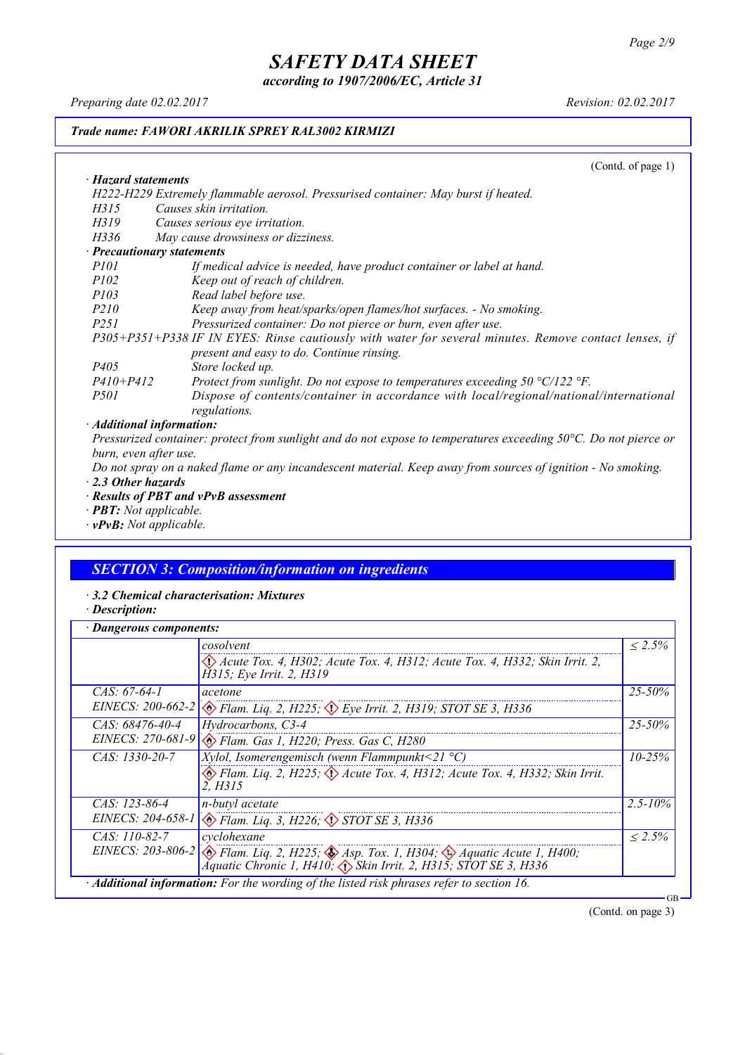# SAFETY DATA SHEET

*according to 1907/2006/EC, Article 31*

Preparing date 02.02.2017 Revision: 02.02.2017

**Trade name: FAWORI AKRILIK SPREY RAL3002 KIRMIZI**

(Contd. of page 1)

· **Hazard statements**

H222-H229 Extremely flammable aerosol. Pressurised container: May burst if heated.
H315 Causes skin irritation.
H319 Causes serious eye irritation.
H336 May cause drowsiness or dizziness.

· **Precautionary statements**

P101 If medical advice is needed, have product container or label at hand.
P102 Keep out of reach of children.
P103 Read label before use.
P210 Keep away from heat/sparks/open flames/hot surfaces. - No smoking.
P251 Pressurized container: Do not pierce or burn, even after use.
P305+P351+P338 IF IN EYES: Rinse cautiously with water for several minutes. Remove contact lenses, if present and easy to do. Continue rinsing.
P405 Store locked up.
P410+P412 Protect from sunlight. Do not expose to temperatures exceeding 50 °C/122 °F.
P501 Dispose of contents/container in accordance with local/regional/national/international regulations.

· **Additional information:**

Pressurized container: protect from sunlight and do not expose to temperatures exceeding 50°C. Do not pierce or burn, even after use.
Do not spray on a naked flame or any incandescent material. Keep away from sources of ignition - No smoking.

· **2.3 Other hazards**

· **Results of PBT and vPvB assessment**

· **PBT:** Not applicable.

· **vPvB:** Not applicable.

## SECTION 3: Composition/information on ingredients

· **3.2 Chemical characterisation: Mixtures**

· **Description:**

· **Dangerous components:**

| | | |
|---|---|---|
| | cosolvent<br>Acute Tox. 4, H302; Acute Tox. 4, H312; Acute Tox. 4, H332; Skin Irrit. 2, H315; Eye Irrit. 2, H319 | ≤ 2.5% |
| CAS: 67-64-1<br>EINECS: 200-662-2 | acetone<br>Flam. Liq. 2, H225; Eye Irrit. 2, H319; STOT SE 3, H336 | 25-50% |
| CAS: 68476-40-4<br>EINECS: 270-681-9 | Hydrocarbons, C3-4<br>Flam. Gas 1, H220; Press. Gas C, H280 | 25-50% |
| CAS: 1330-20-7 | Xylol, Isomerengemisch (wenn Flammpunkt<21 °C)<br>Flam. Liq. 2, H225; Acute Tox. 4, H312; Acute Tox. 4, H332; Skin Irrit. 2, H315 | 10-25% |
| CAS: 123-86-4<br>EINECS: 204-658-1 | n-butyl acetate<br>Flam. Liq. 3, H226; STOT SE 3, H336 | 2.5-10% |
| CAS: 110-82-7<br>EINECS: 203-806-2 | cyclohexane<br>Flam. Liq. 2, H225; Asp. Tox. 1, H304; Aquatic Acute 1, H400; Aquatic Chronic 1, H410; Skin Irrit. 2, H315; STOT SE 3, H336 | ≤ 2.5% |

· **Additional information:** For the wording of the listed risk phrases refer to section 16.

(Contd. on page 3)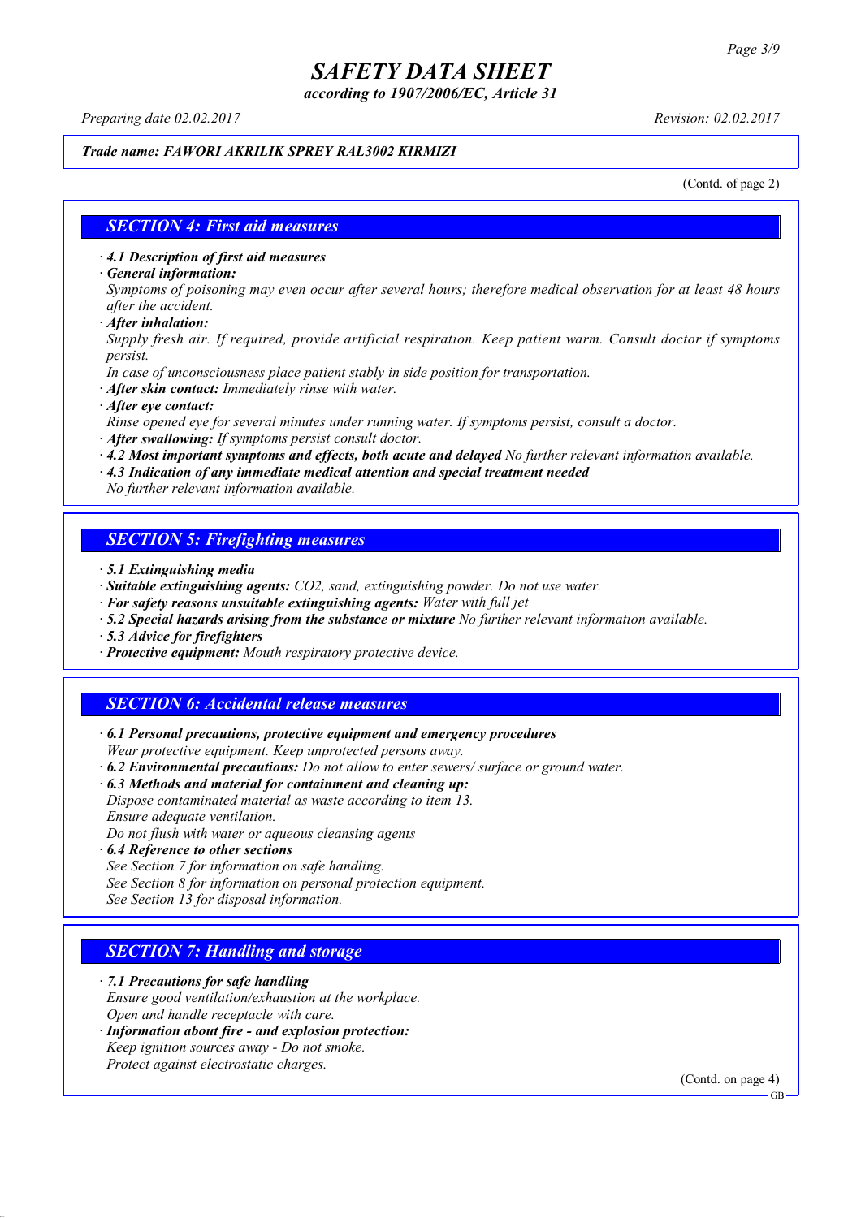*Trade name: FAWORI AKRILIK SPREY RAL3002 KIRMIZI*

(Contd. of page 2)

## SECTION 4: First aid measures

· ***4.1 Description of first aid measures***
· ***General information:***
*Symptoms of poisoning may even occur after several hours; therefore medical observation for at least 48 hours after the accident.*
· ***After inhalation:***
*Supply fresh air. If required, provide artificial respiration. Keep patient warm. Consult doctor if symptoms persist.*
*In case of unconsciousness place patient stably in side position for transportation.*
· ***After skin contact:*** *Immediately rinse with water.*
· ***After eye contact:***
*Rinse opened eye for several minutes under running water. If symptoms persist, consult a doctor.*
· ***After swallowing:*** *If symptoms persist consult doctor.*
· ***4.2 Most important symptoms and effects, both acute and delayed*** *No further relevant information available.*
· ***4.3 Indication of any immediate medical attention and special treatment needed***
*No further relevant information available.*

## SECTION 5: Firefighting measures

· ***5.1 Extinguishing media***
· ***Suitable extinguishing agents:*** *$CO_2$, sand, extinguishing powder. Do not use water.*
· ***For safety reasons unsuitable extinguishing agents:*** *Water with full jet*
· ***5.2 Special hazards arising from the substance or mixture*** *No further relevant information available.*
· ***5.3 Advice for firefighters***
· ***Protective equipment:*** *Mouth respiratory protective device.*

## SECTION 6: Accidental release measures

· ***6.1 Personal precautions, protective equipment and emergency procedures***
*Wear protective equipment. Keep unprotected persons away.*
· ***6.2 Environmental precautions:*** *Do not allow to enter sewers/ surface or ground water.*
· ***6.3 Methods and material for containment and cleaning up:***
*Dispose contaminated material as waste according to item 13.*
*Ensure adequate ventilation.*
*Do not flush with water or aqueous cleansing agents*
· ***6.4 Reference to other sections***
*See Section 7 for information on safe handling.*
*See Section 8 for information on personal protection equipment.*
*See Section 13 for disposal information.*

## SECTION 7: Handling and storage

· ***7.1 Precautions for safe handling***
*Ensure good ventilation/exhaustion at the workplace.*
*Open and handle receptacle with care.*
· ***Information about fire - and explosion protection:***
*Keep ignition sources away - Do not smoke.*
*Protect against electrostatic charges.*

(Contd. on page 4)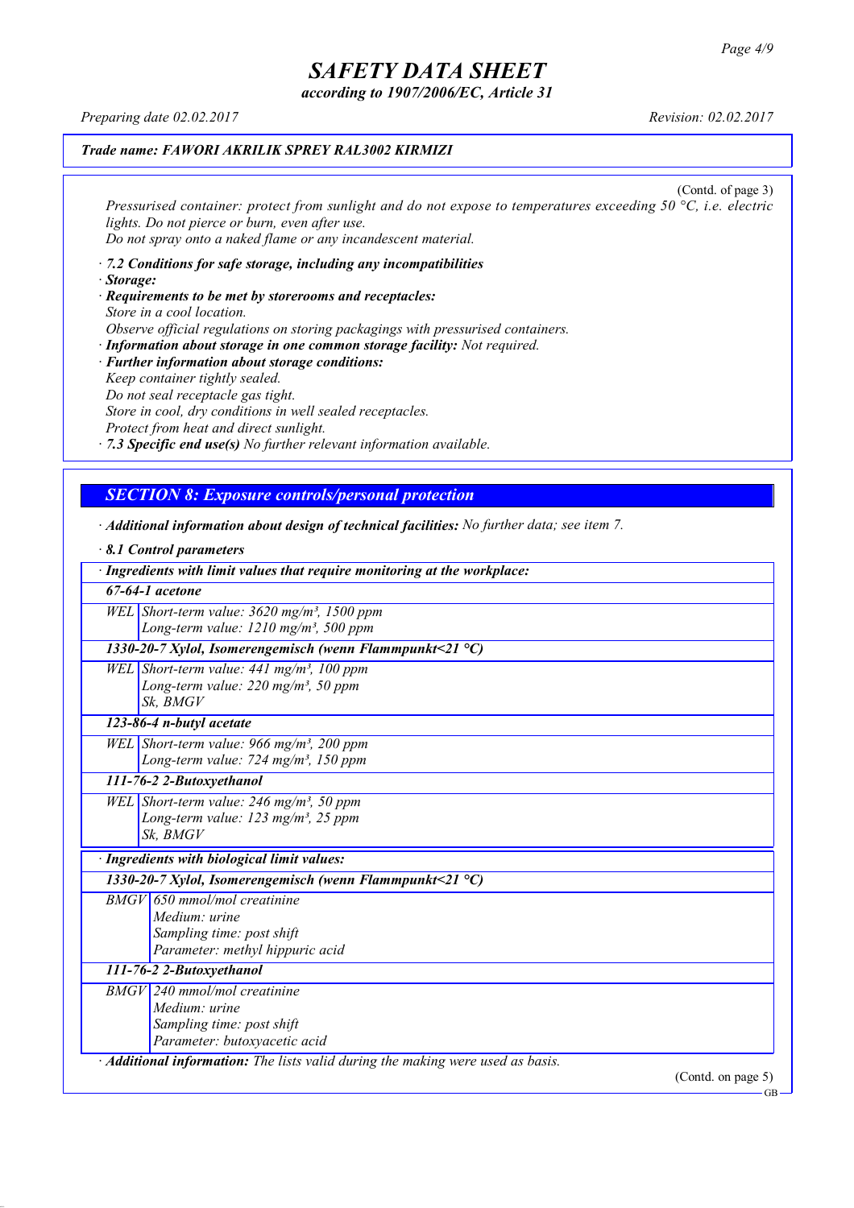(Contd. of page 3)

*Pressurised container: protect from sunlight and do not expose to temperatures exceeding 50 °C, i.e. electric lights. Do not pierce or burn, even after use.*
*Do not spray onto a naked flame or any incandescent material.*

· ***7.2 Conditions for safe storage, including any incompatibilities***
· ***Storage:***
· ***Requirements to be met by storerooms and receptacles:***
*Store in a cool location.*
*Observe official regulations on storing packagings with pressurised containers.*
· ***Information about storage in one common storage facility:*** *Not required.*
· ***Further information about storage conditions:***
*Keep container tightly sealed.*
*Do not seal receptacle gas tight.*
*Store in cool, dry conditions in well sealed receptacles.*
*Protect from heat and direct sunlight.*
· ***7.3 Specific end use(s)*** *No further relevant information available.*

## *SECTION 8: Exposure controls/personal protection*

· ***Additional information about design of technical facilities:*** *No further data; see item 7.*

· ***8.1 Control parameters***

| | |
|---|---|
| · ***Ingredients with limit values that require monitoring at the workplace:*** | |
| ***67-64-1 acetone*** | |
| *WEL* | *Short-term value: 3620 mg/m³, 1500 ppm*<br>*Long-term value: 1210 mg/m³, 500 ppm* |
| ***1330-20-7 Xylol, Isomerengemisch (wenn Flammpunkt<21 °C)*** | |
| *WEL* | *Short-term value: 441 mg/m³, 100 ppm*<br>*Long-term value: 220 mg/m³, 50 ppm*<br>*Sk, BMGV* |
| ***123-86-4 n-butyl acetate*** | |
| *WEL* | *Short-term value: 966 mg/m³, 200 ppm*<br>*Long-term value: 724 mg/m³, 150 ppm* |
| ***111-76-2 2-Butoxyethanol*** | |
| *WEL* | *Short-term value: 246 mg/m³, 50 ppm*<br>*Long-term value: 123 mg/m³, 25 ppm*<br>*Sk, BMGV* |

| | |
|---|---|
| · ***Ingredients with biological limit values:*** | |
| ***1330-20-7 Xylol, Isomerengemisch (wenn Flammpunkt<21 °C)*** | |
| *BMGV* | *650 mmol/mol creatinine*<br>*Medium: urine*<br>*Sampling time: post shift*<br>*Parameter: methyl hippuric acid* |
| ***111-76-2 2-Butoxyethanol*** | |
| *BMGV* | *240 mmol/mol creatinine*<br>*Medium: urine*<br>*Sampling time: post shift*<br>*Parameter: butoxyacetic acid* |

· ***Additional information:*** *The lists valid during the making were used as basis.*

(Contd. on page 5)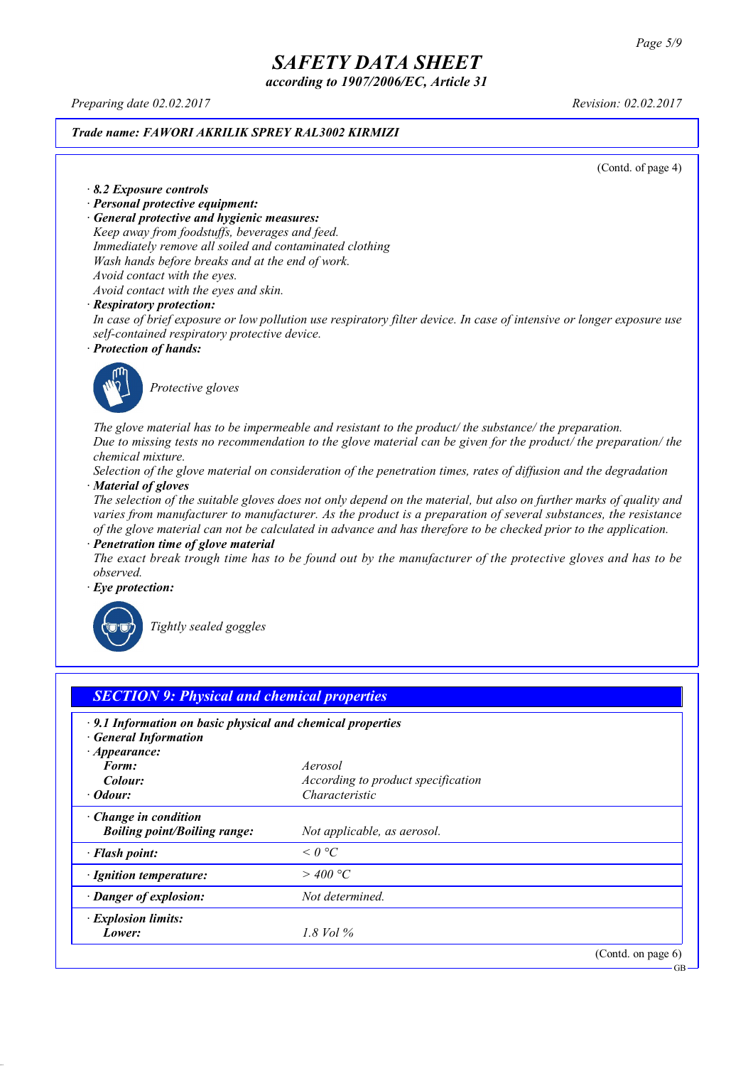# SAFETY DATA SHEET

*according to 1907/2006/EC, Article 31*

*Preparing date 02.02.2017* *Revision: 02.02.2017*

***Trade name: FAWORI AKRILIK SPREY RAL3002 KIRMIZI***

(Contd. of page 4)

· ***8.2 Exposure controls***

· ***Personal protective equipment:***

· ***General protective and hygienic measures:***

*Keep away from foodstuffs, beverages and feed.*
*Immediately remove all soiled and contaminated clothing*
*Wash hands before breaks and at the end of work.*
*Avoid contact with the eyes.*
*Avoid contact with the eyes and skin.*

· ***Respiratory protection:***

*In case of brief exposure or low pollution use respiratory filter device. In case of intensive or longer exposure use self-contained respiratory protective device.*

· ***Protection of hands:***

*Protective gloves*

*The glove material has to be impermeable and resistant to the product/ the substance/ the preparation.*
*Due to missing tests no recommendation to the glove material can be given for the product/ the preparation/ the chemical mixture.*
*Selection of the glove material on consideration of the penetration times, rates of diffusion and the degradation*

· ***Material of gloves***

*The selection of the suitable gloves does not only depend on the material, but also on further marks of quality and varies from manufacturer to manufacturer. As the product is a preparation of several substances, the resistance of the glove material can not be calculated in advance and has therefore to be checked prior to the application.*

· ***Penetration time of glove material***

*The exact break trough time has to be found out by the manufacturer of the protective gloves and has to be observed.*

· ***Eye protection:***

*Tightly sealed goggles*

## *SECTION 9: Physical and chemical properties*

| | |
|---|---|
| · ***9.1 Information on basic physical and chemical properties*** | |
| · ***General Information*** | |
| · ***Appearance:*** | |
| ***Form:*** | *Aerosol* |
| ***Colour:*** | *According to product specification* |
| · ***Odour:*** | *Characteristic* |
| · ***Change in condition*** | |
| ***Boiling point/Boiling range:*** | *Not applicable, as aerosol.* |
| · ***Flash point:*** | *< 0 °C* |
| · ***Ignition temperature:*** | *> 400 °C* |
| · ***Danger of explosion:*** | *Not determined.* |
| · ***Explosion limits:*** | |
| ***Lower:*** | *1.8 Vol %* |

(Contd. on page 6)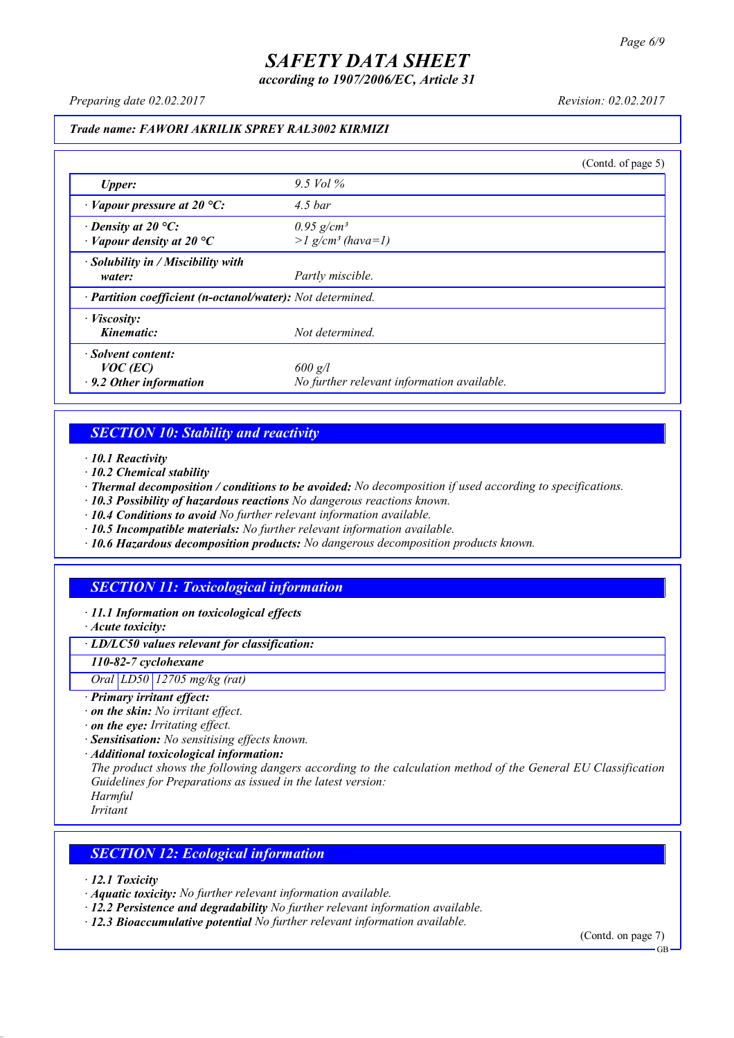# SAFETY DATA SHEET

*according to 1907/2006/EC, Article 31*

*Preparing date 02.02.2017* *Revision: 02.02.2017*

***Trade name: FAWORI AKRILIK SPREY RAL3002 KIRMIZI***

(Contd. of page 5)

| | |
|---|---|
| ***Upper:*** | *9.5 Vol %* |
| *·* ***Vapour pressure at 20 °C:*** | *4.5 bar* |
| *·* ***Density at 20 °C:*** <br> *·* ***Vapour density at 20 °C*** | *0.95 g/cm³* <br> *>1 g/cm³ (hava=1)* |
| *·* ***Solubility in / Miscibility with water:*** | *Partly miscible.* |
| *·* ***Partition coefficient (n-octanol/water):*** | *Not determined.* |
| *·* ***Viscosity:*** <br> ***Kinematic:*** | *Not determined.* |
| *·* ***Solvent content:*** <br> ***VOC (EC)*** <br> *·* ***9.2 Other information*** | <br> *600 g/l* <br> *No further relevant information available.* |

## *SECTION 10: Stability and reactivity*

*·* ***10.1 Reactivity***
*·* ***10.2 Chemical stability***
*·* ***Thermal decomposition / conditions to be avoided:*** *No decomposition if used according to specifications.*
*·* ***10.3 Possibility of hazardous reactions*** *No dangerous reactions known.*
*·* ***10.4 Conditions to avoid*** *No further relevant information available.*
*·* ***10.5 Incompatible materials:*** *No further relevant information available.*
*·* ***10.6 Hazardous decomposition products:*** *No dangerous decomposition products known.*

## *SECTION 11: Toxicological information*

*·* ***11.1 Information on toxicological effects***
*·* ***Acute toxicity:***

| *·* ***LD/LC50 values relevant for classification:*** | | |
|---|---|---|
| ***110-82-7 cyclohexane*** | | |
| *Oral* | *LD50* | *12705 mg/kg (rat)* |

*·* ***Primary irritant effect:***
*·* ***on the skin:*** *No irritant effect.*
*·* ***on the eye:*** *Irritating effect.*
*·* ***Sensitisation:*** *No sensitising effects known.*
*·* ***Additional toxicological information:***
*The product shows the following dangers according to the calculation method of the General EU Classification Guidelines for Preparations as issued in the latest version:*
*Harmful*
*Irritant*

## *SECTION 12: Ecological information*

*·* ***12.1 Toxicity***
*·* ***Aquatic toxicity:*** *No further relevant information available.*
*·* ***12.2 Persistence and degradability*** *No further relevant information available.*
*·* ***12.3 Bioaccumulative potential*** *No further relevant information available.*

(Contd. on page 7)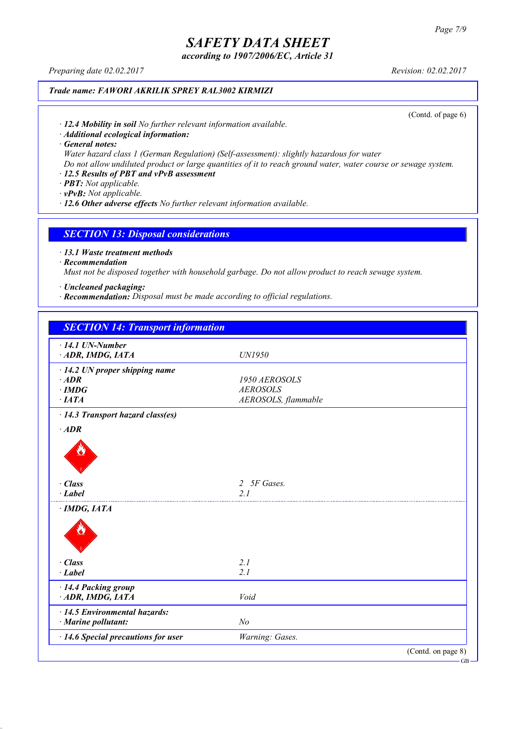Trade name: FAWORI AKRILIK SPREY RAL3002 KIRMIZI

(Contd. of page 6)

· **12.4 Mobility in soil** No further relevant information available.
· **Additional ecological information:**
· **General notes:**
Water hazard class 1 (German Regulation) (Self-assessment): slightly hazardous for water
Do not allow undiluted product or large quantities of it to reach ground water, water course or sewage system.
· **12.5 Results of PBT and vPvB assessment**
· **PBT:** Not applicable.
· **vPvB:** Not applicable.
· **12.6 Other adverse effects** No further relevant information available.

## SECTION 13: Disposal considerations

· **13.1 Waste treatment methods**
· **Recommendation**
Must not be disposed together with household garbage. Do not allow product to reach sewage system.

· **Uncleaned packaging:**
· **Recommendation:** Disposal must be made according to official regulations.

## SECTION 14: Transport information

| | |
|---|---|
| · **14.1 UN-Number** | |
| · **ADR, IMDG, IATA** | UN1950 |
| · **14.2 UN proper shipping name** | |
| · **ADR** | 1950 AEROSOLS |
| · **IMDG** | AEROSOLS |
| · **IATA** | AEROSOLS, flammable |
| · **14.3 Transport hazard class(es)** | |
| · **ADR** | |
| · **Class** | 2 5F Gases. |
| · **Label** | 2.1 |
| · **IMDG, IATA** | |
| · **Class** | 2.1 |
| · **Label** | 2.1 |
| · **14.4 Packing group** | |
| · **ADR, IMDG, IATA** | Void |
| · **14.5 Environmental hazards:** | |
| · **Marine pollutant:** | No |
| · **14.6 Special precautions for user** | Warning: Gases. |

(Contd. on page 8)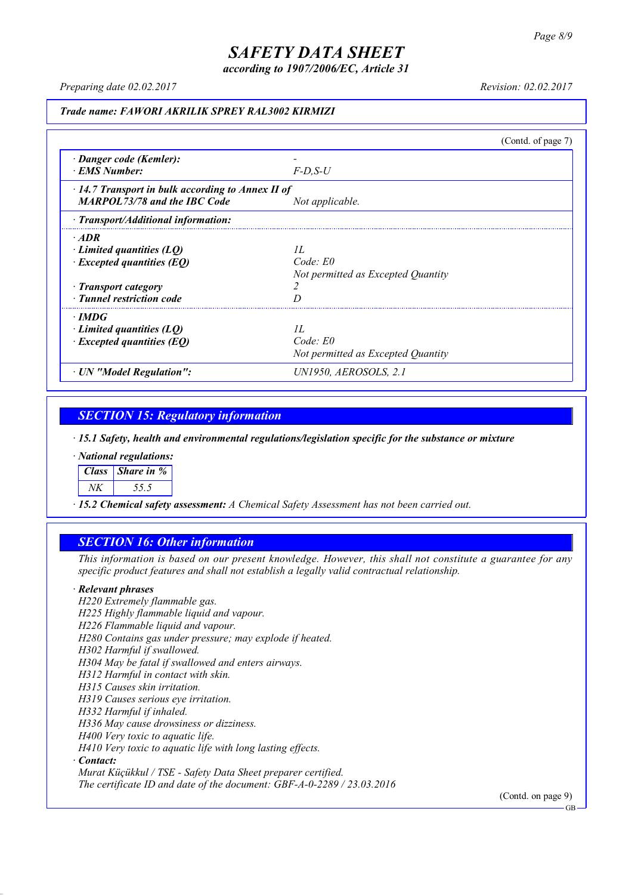Trade name: FAWORI AKRILIK SPREY RAL3002 KIRMIZI

(Contd. of page 7)

| | |
|---|---|
| · **Danger code (Kemler):** | - |
| · **EMS Number:** | F-D,S-U |
| · **14.7 Transport in bulk according to Annex II of MARPOL73/78 and the IBC Code** | Not applicable. |
| · **Transport/Additional information:** | |
| · **ADR** | |
| · **Limited quantities (LQ)** | 1L |
| · **Excepted quantities (EQ)** | Code: E0<br>Not permitted as Excepted Quantity |
| · **Transport category** | 2 |
| · **Tunnel restriction code** | D |
| · **IMDG** | |
| · **Limited quantities (LQ)** | 1L |
| · **Excepted quantities (EQ)** | Code: E0<br>Not permitted as Excepted Quantity |
| · **UN "Model Regulation":** | UN1950, AEROSOLS, 2.1 |

## SECTION 15: Regulatory information

· **15.1 Safety, health and environmental regulations/legislation specific for the substance or mixture**

· **National regulations:**

| Class | Share in % |
|---|---|
| NK | 55.5 |

· **15.2 Chemical safety assessment:** A Chemical Safety Assessment has not been carried out.

## SECTION 16: Other information

This information is based on our present knowledge. However, this shall not constitute a guarantee for any specific product features and shall not establish a legally valid contractual relationship.

· **Relevant phrases**

H220 Extremely flammable gas.
H225 Highly flammable liquid and vapour.
H226 Flammable liquid and vapour.
H280 Contains gas under pressure; may explode if heated.
H302 Harmful if swallowed.
H304 May be fatal if swallowed and enters airways.
H312 Harmful in contact with skin.
H315 Causes skin irritation.
H319 Causes serious eye irritation.
H332 Harmful if inhaled.
H336 May cause drowsiness or dizziness.
H400 Very toxic to aquatic life.
H410 Very toxic to aquatic life with long lasting effects.

· **Contact:**

Murat Küçükkul / TSE - Safety Data Sheet preparer certified.
The certificate ID and date of the document: GBF-A-0-2289 / 23.03.2016

(Contd. on page 9)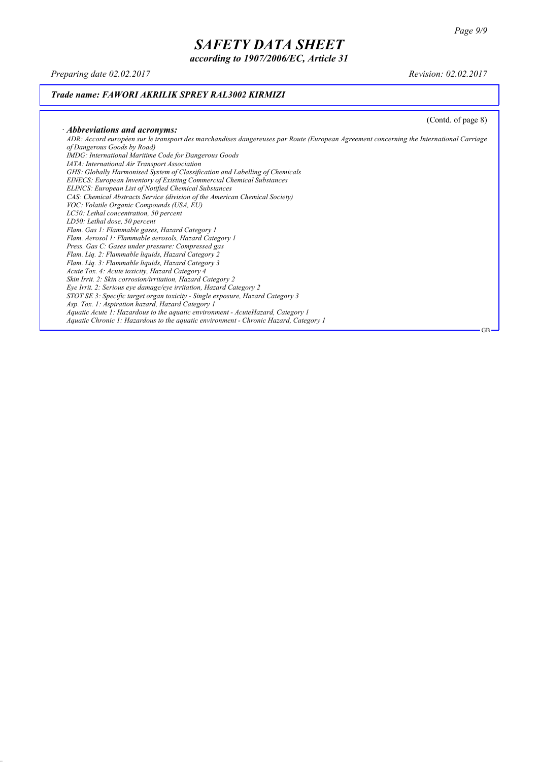(Contd. of page 8)

· ***Abbreviations and acronyms:***

*ADR: Accord européen sur le transport des marchandises dangereuses par Route (European Agreement concerning the International Carriage of Dangerous Goods by Road)*
*IMDG: International Maritime Code for Dangerous Goods*
*IATA: International Air Transport Association*
*GHS: Globally Harmonised System of Classification and Labelling of Chemicals*
*EINECS: European Inventory of Existing Commercial Chemical Substances*
*ELINCS: European List of Notified Chemical Substances*
*CAS: Chemical Abstracts Service (division of the American Chemical Society)*
*VOC: Volatile Organic Compounds (USA, EU)*
*LC50: Lethal concentration, 50 percent*
*LD50: Lethal dose, 50 percent*
*Flam. Gas 1: Flammable gases, Hazard Category 1*
*Flam. Aerosol 1: Flammable aerosols, Hazard Category 1*
*Press. Gas C: Gases under pressure: Compressed gas*
*Flam. Liq. 2: Flammable liquids, Hazard Category 2*
*Flam. Liq. 3: Flammable liquids, Hazard Category 3*
*Acute Tox. 4: Acute toxicity, Hazard Category 4*
*Skin Irrit. 2: Skin corrosion/irritation, Hazard Category 2*
*Eye Irrit. 2: Serious eye damage/eye irritation, Hazard Category 2*
*STOT SE 3: Specific target organ toxicity - Single exposure, Hazard Category 3*
*Asp. Tox. 1: Aspiration hazard, Hazard Category 1*
*Aquatic Acute 1: Hazardous to the aquatic environment - AcuteHazard, Category 1*
*Aquatic Chronic 1: Hazardous to the aquatic environment - Chronic Hazard, Category 1*

GB